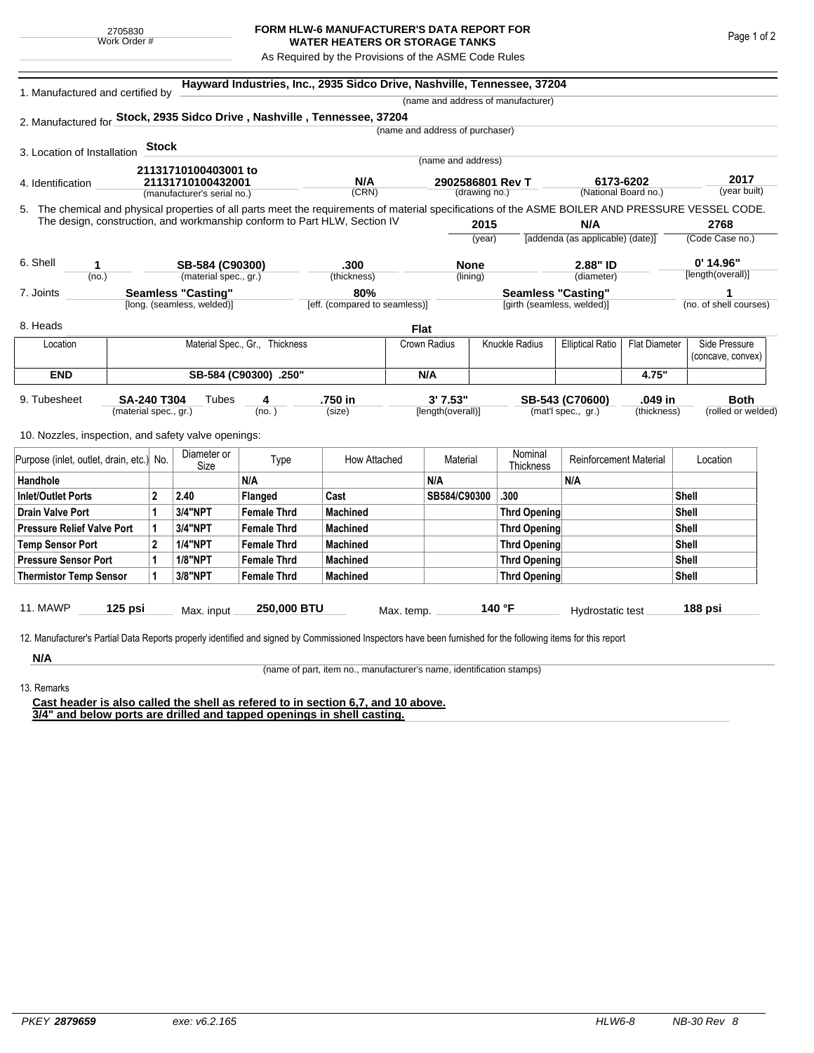2705830
Work Order #

# FORM HLW-6 MANUFACTURER'S DATA REPORT FOR WATER HEATERS OR STORAGE TANKS

As Required by the Provisions of the ASME Code Rules

1. Manufactured and certified by **Hayward Industries, Inc., 2935 Sidco Drive, Nashville, Tennessee, 37204**
(name and address of manufacturer)

2. Manufactured for **Stock, 2935 Sidco Drive , Nashville , Tennessee, 37204**
(name and address of purchaser)

3. Location of Installation **Stock**
(name and address)

4. Identification **21131710100403001 to 21131710100432001** (manufacturer's serial no.) **N/A** (CRN) **2902586801 Rev T** (drawing no.) **6173-6202** (National Board no.) **2017** (year built)

5. The chemical and physical properties of all parts meet the requirements of material specifications of the ASME BOILER AND PRESSURE VESSEL CODE. The design, construction, and workmanship conform to Part HLW, Section IV **2015** (year) **N/A** [addenda (as applicable) (date)] **2768** (Code Case no.)

6. Shell **1** (no.) **SB-584 (C90300)** (material spec., gr.) **.300** (thickness) **None** (lining) **2.88" ID** (diameter) **0' 14.96"** [length(overall)]

7. Joints **Seamless "Casting"** [long. (seamless, welded)] **80%** [eff. (compared to seamless)] **Seamless "Casting"** [girth (seamless, welded)] **1** (no. of shell courses)

8. Heads **Flat**

| Location | Material Spec., Gr., Thickness | Crown Radius | Knuckle Radius | Elliptical Ratio | Flat Diameter | Side Pressure (concave, convex) |
|---|---|---|---|---|---|---|
| **END** | **SB-584 (C90300) .250"** | **N/A** | | | **4.75"** | |

9. Tubesheet **SA-240 T304** (material spec., gr.) Tubes **4** (no.) **.750 in** (size) **3' 7.53"** [length(overall)] **SB-543 (C70600)** (mat'l spec., gr.) **.049 in** (thickness) **Both** (rolled or welded)

10. Nozzles, inspection, and safety valve openings:

| Purpose (inlet, outlet, drain, etc.) | No. | Diameter or Size | Type | How Attached | Material | Nominal Thickness | Reinforcement Material | Location |
|---|---|---|---|---|---|---|---|---|
| **Handhole** | | | **N/A** | | **N/A** | | **N/A** | |
| **Inlet/Outlet Ports** | **2** | **2.40** | **Flanged** | **Cast** | **SB584/C90300** | **.300** | | **Shell** |
| **Drain Valve Port** | **1** | **3/4"NPT** | **Female Thrd** | **Machined** | | **Thrd Opening** | | **Shell** |
| **Pressure Relief Valve Port** | **1** | **3/4"NPT** | **Female Thrd** | **Machined** | | **Thrd Opening** | | **Shell** |
| **Temp Sensor Port** | **2** | **1/4"NPT** | **Female Thrd** | **Machined** | | **Thrd Opening** | | **Shell** |
| **Pressure Sensor Port** | **1** | **1/8"NPT** | **Female Thrd** | **Machined** | | **Thrd Opening** | | **Shell** |
| **Thermistor Temp Sensor** | **1** | **3/8"NPT** | **Female Thrd** | **Machined** | | **Thrd Opening** | | **Shell** |

11. MAWP **125 psi** Max. input **250,000 BTU** Max. temp. **140 °F** Hydrostatic test **188 psi**

12. Manufacturer's Partial Data Reports properly identified and signed by Commissioned Inspectors have been furnished for the following items for this report

**N/A**
(name of part, item no., manufacturer's name, identification stamps)

13. Remarks

**Cast header is also called the shell as refered to in section 6,7, and 10 above.**
**3/4" and below ports are drilled and tapped openings in shell casting.**

PKEY **2879659** exe: v6.2.165 HLW6-8 NB-30 Rev 8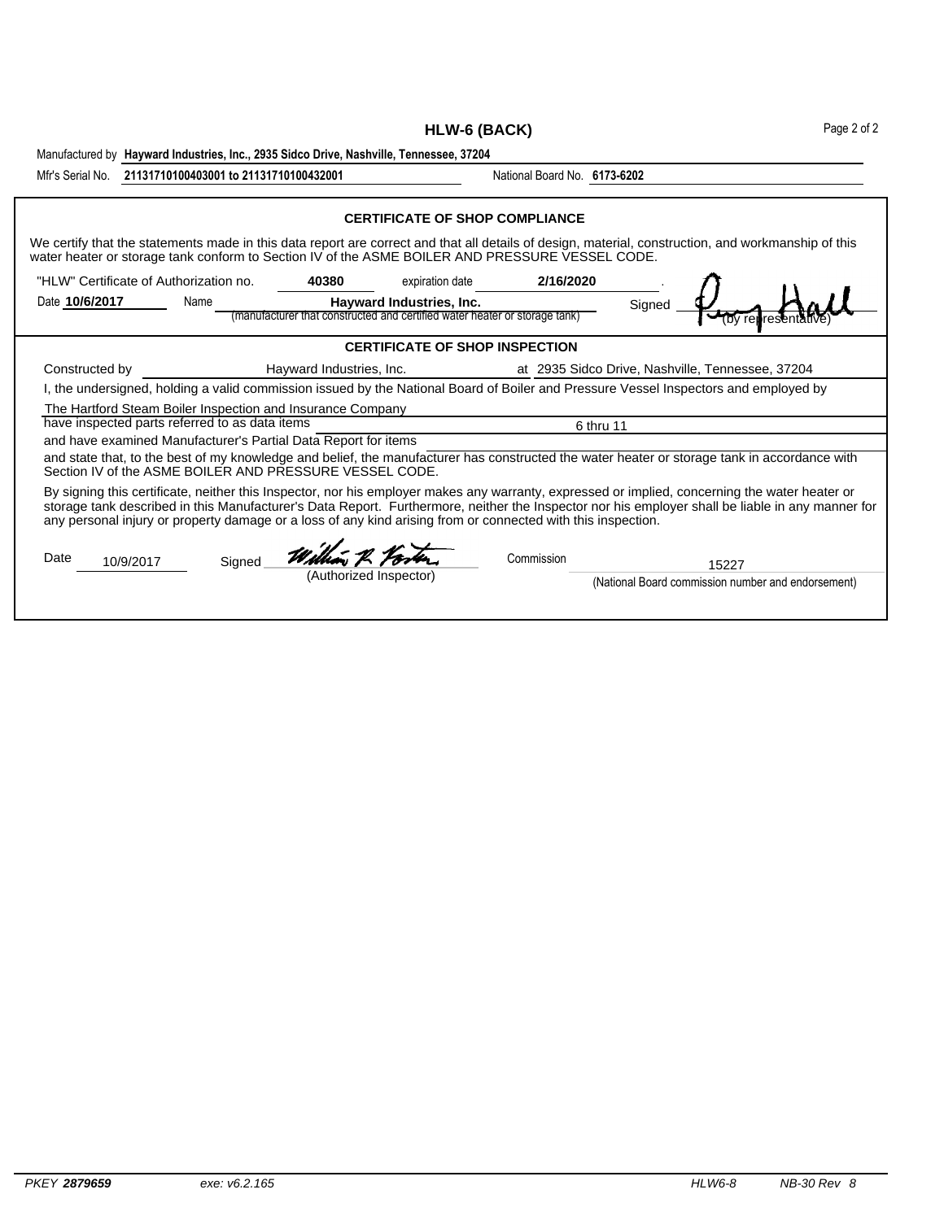# HLW-6 (BACK)

Manufactured by **Hayward Industries, Inc., 2935 Sidco Drive, Nashville, Tennessee, 37204**

Mfr's Serial No. **21131710100403001 to 21131710100432001** National Board No. **6173-6202**

## CERTIFICATE OF SHOP COMPLIANCE

We certify that the statements made in this data report are correct and that all details of design, material, construction, and workmanship of this water heater or storage tank conform to Section IV of the ASME BOILER AND PRESSURE VESSEL CODE.

"HLW" Certificate of Authorization no. **40380** expiration date **2/16/2020**.

Date **10/6/2017** Name **Hayward Industries, Inc.** (manufacturer that constructed and certified water heater or storage tank) Signed Perry Hall (by representative)

## CERTIFICATE OF SHOP INSPECTION

Constructed by Hayward Industries, Inc. at 2935 Sidco Drive, Nashville, Tennessee, 37204

I, the undersigned, holding a valid commission issued by the National Board of Boiler and Pressure Vessel Inspectors and employed by The Hartford Steam Boiler Inspection and Insurance Company

have inspected parts referred to as data items 6 thru 11

and have examined Manufacturer's Partial Data Report for items

and state that, to the best of my knowledge and belief, the manufacturer has constructed the water heater or storage tank in accordance with Section IV of the ASME BOILER AND PRESSURE VESSEL CODE.

By signing this certificate, neither this Inspector, nor his employer makes any warranty, expressed or implied, concerning the water heater or storage tank described in this Manufacturer's Data Report. Furthermore, neither the Inspector nor his employer shall be liable in any manner for any personal injury or property damage or a loss of any kind arising from or connected with this inspection.

Date 10/9/2017 Signed William R. Foster (Authorized Inspector) Commission 15227 (National Board commission number and endorsement)

*PKEY 2879659* *exe: v6.2.165* *HLW6-8* *NB-30 Rev 8*